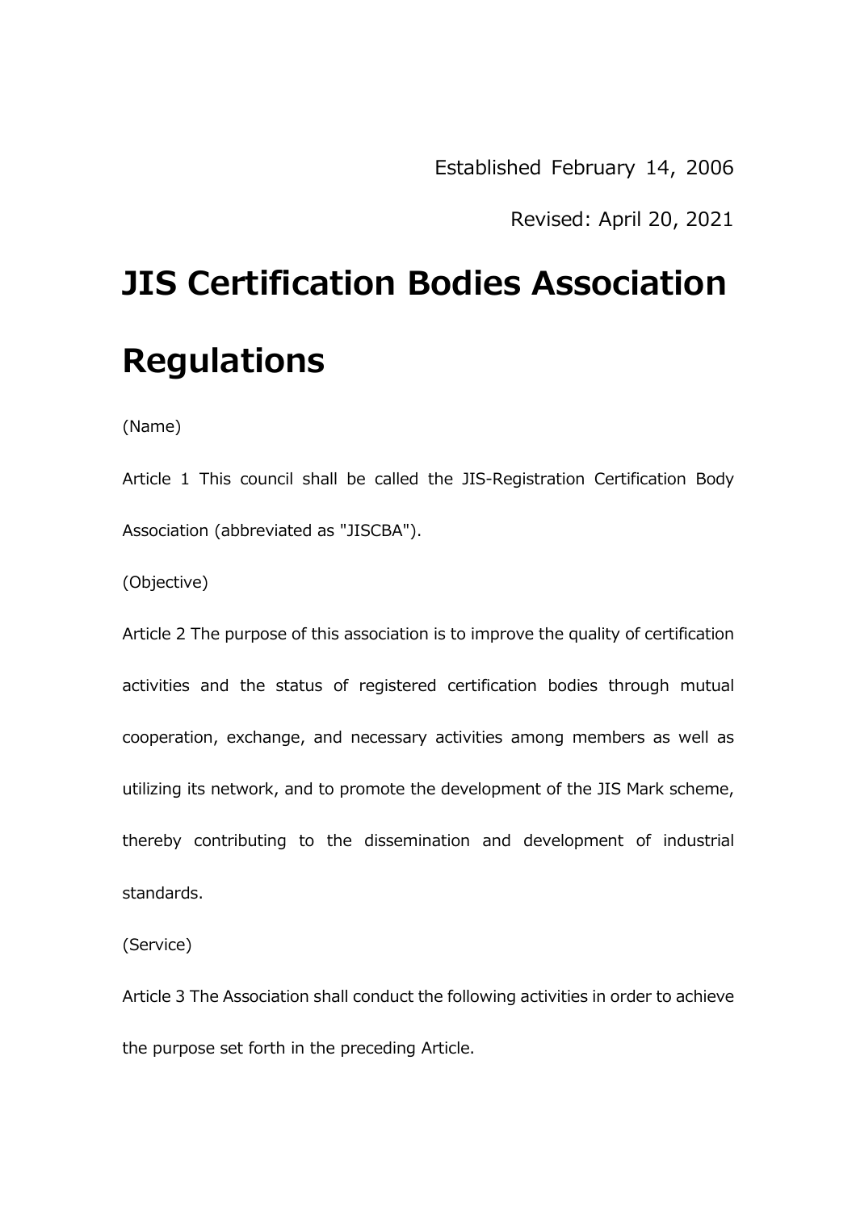Established February 14, 2006

Revised: April 20, 2021

# JIS Certification Bodies Association Regulations

(Name)

Article 1 This council shall be called the JIS-Registration Certification Body Association (abbreviated as "JISCBA").

(Objective)

Article 2 The purpose of this association is to improve the quality of certification activities and the status of registered certification bodies through mutual cooperation, exchange, and necessary activities among members as well as utilizing its network, and to promote the development of the JIS Mark scheme, thereby contributing to the dissemination and development of industrial standards.

(Service)

Article 3 The Association shall conduct the following activities in order to achieve the purpose set forth in the preceding Article.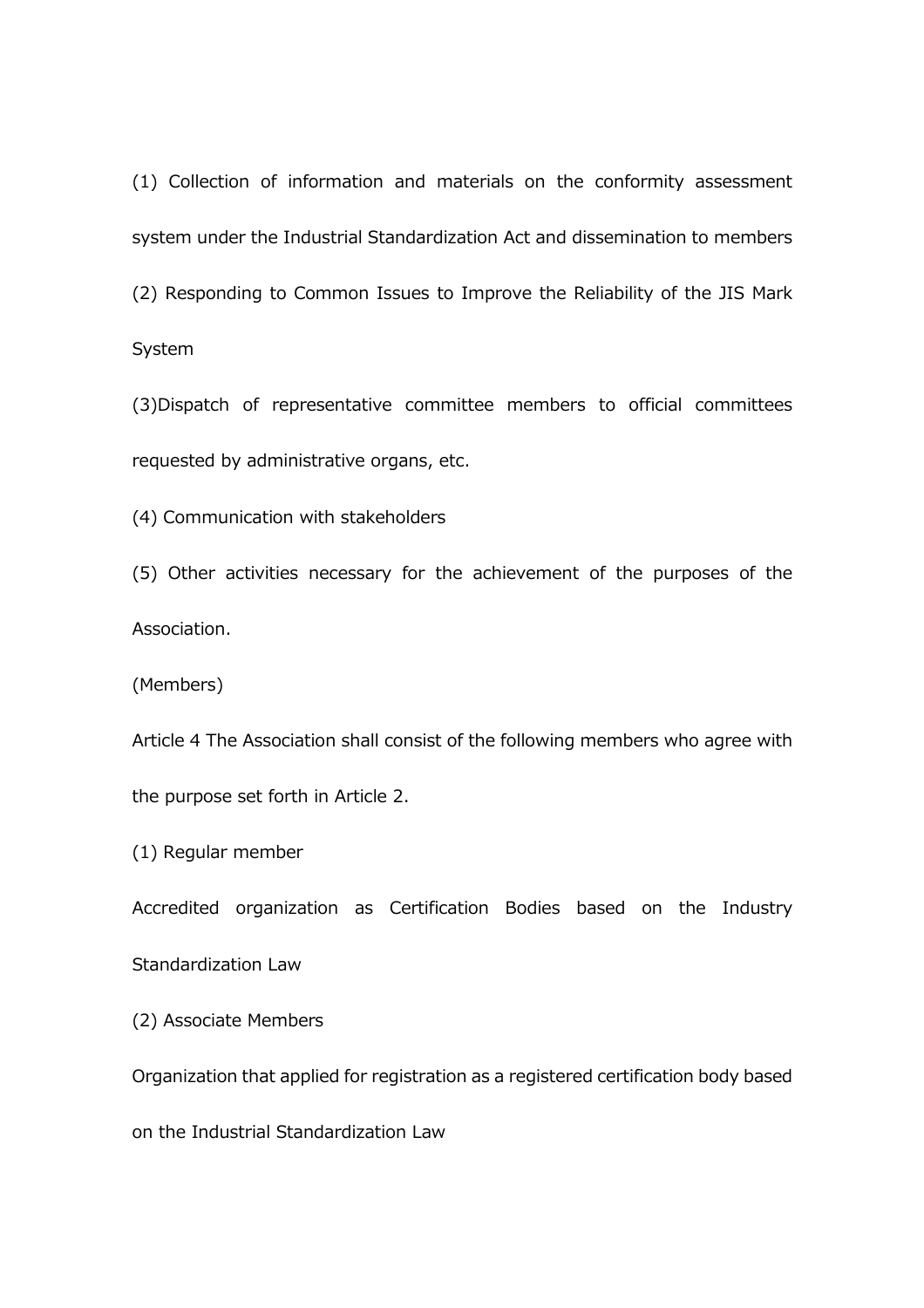(1) Collection of information and materials on the conformity assessment system under the Industrial Standardization Act and dissemination to members

(2) Responding to Common Issues to Improve the Reliability of the JIS Mark System

(3)Dispatch of representative committee members to official committees requested by administrative organs, etc.

(4) Communication with stakeholders

(5) Other activities necessary for the achievement of the purposes of the Association.

(Members)

Article 4 The Association shall consist of the following members who agree with the purpose set forth in Article 2.

(1) Regular member

Accredited organization as Certification Bodies based on the Industry Standardization Law

(2) Associate Members

Organization that applied for registration as a registered certification body based on the Industrial Standardization Law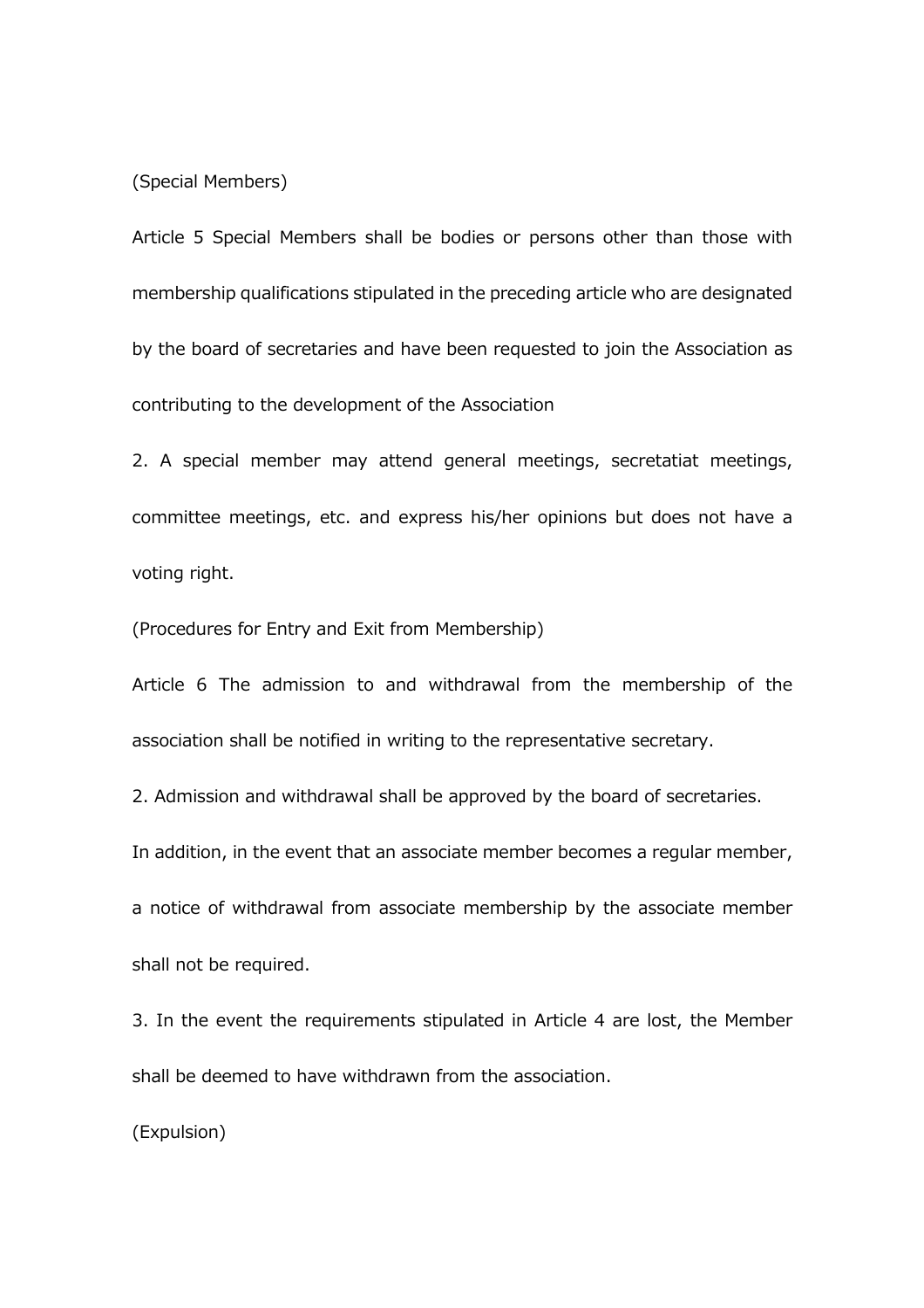(Special Members)

Article 5 Special Members shall be bodies or persons other than those with membership qualifications stipulated in the preceding article who are designated by the board of secretaries and have been requested to join the Association as contributing to the development of the Association

2. A special member may attend general meetings, secretatiat meetings, committee meetings, etc. and express his/her opinions but does not have a voting right.

(Procedures for Entry and Exit from Membership)

Article 6 The admission to and withdrawal from the membership of the association shall be notified in writing to the representative secretary.

2. Admission and withdrawal shall be approved by the board of secretaries.

In addition, in the event that an associate member becomes a regular member, a notice of withdrawal from associate membership by the associate member shall not be required.

3. In the event the requirements stipulated in Article 4 are lost, the Member shall be deemed to have withdrawn from the association.

(Expulsion)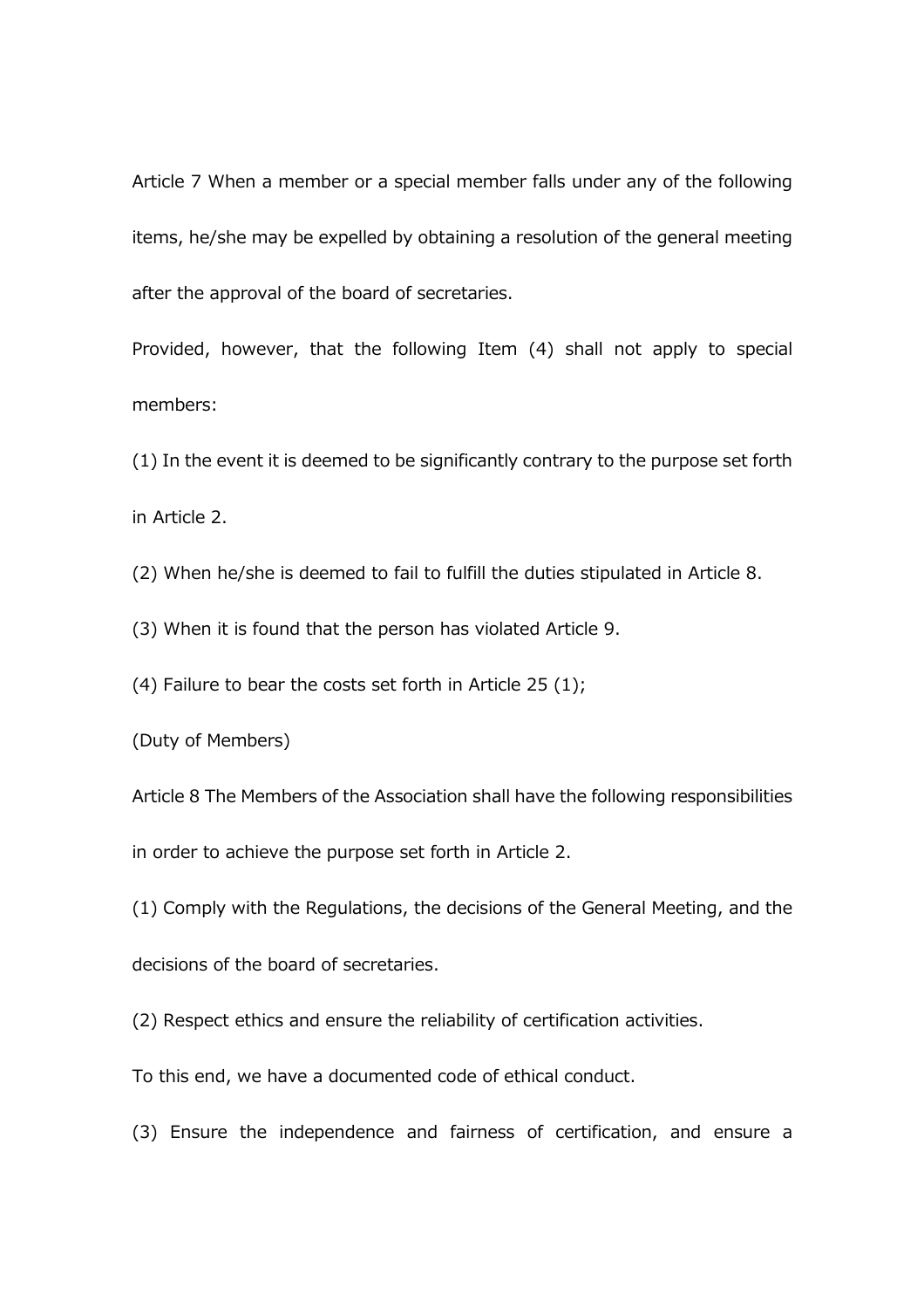Article 7 When a member or a special member falls under any of the following items, he/she may be expelled by obtaining a resolution of the general meeting after the approval of the board of secretaries.

Provided, however, that the following Item (4) shall not apply to special members:

(1) In the event it is deemed to be significantly contrary to the purpose set forth in Article 2.

(2) When he/she is deemed to fail to fulfill the duties stipulated in Article 8.

(3) When it is found that the person has violated Article 9.

(4) Failure to bear the costs set forth in Article 25 (1);

(Duty of Members)

Article 8 The Members of the Association shall have the following responsibilities in order to achieve the purpose set forth in Article 2.

(1) Comply with the Regulations, the decisions of the General Meeting, and the decisions of the board of secretaries.

(2) Respect ethics and ensure the reliability of certification activities.

To this end, we have a documented code of ethical conduct.

(3) Ensure the independence and fairness of certification, and ensure a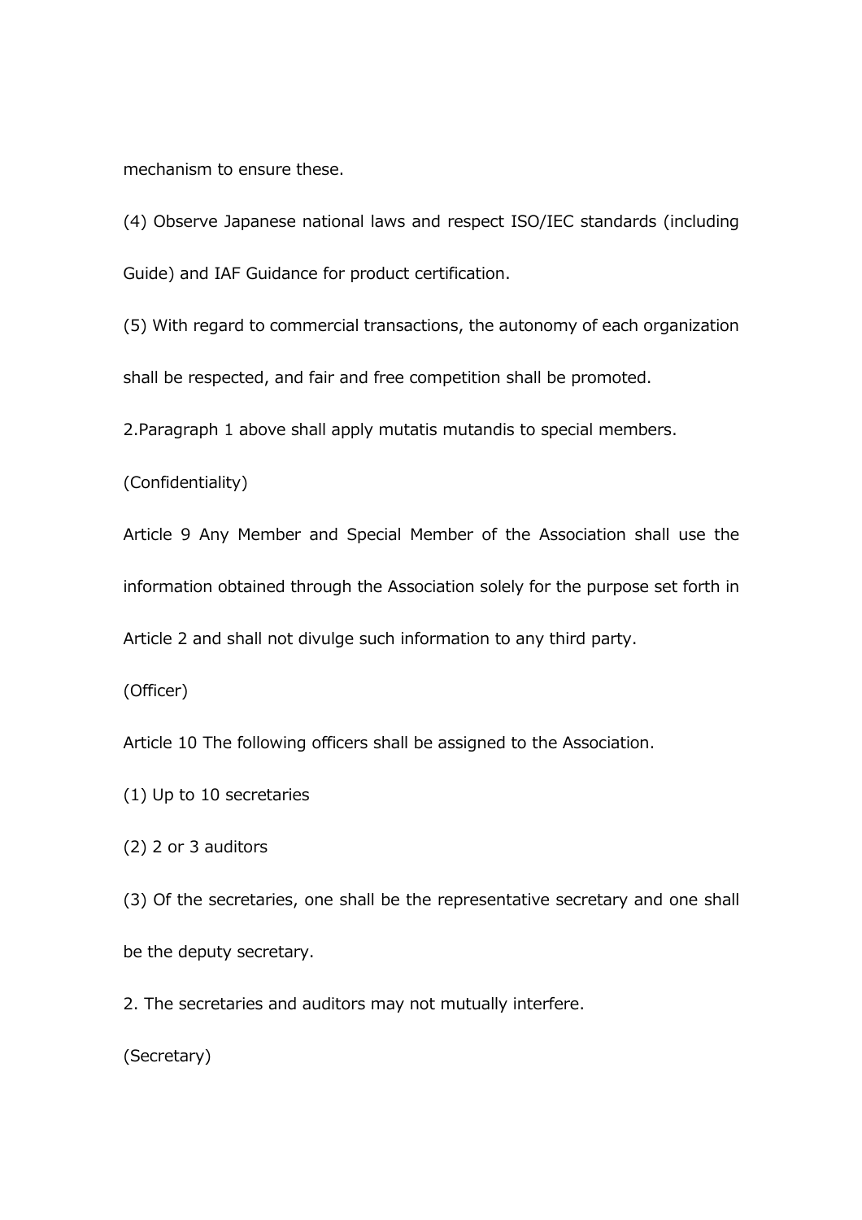mechanism to ensure these.

(4) Observe Japanese national laws and respect ISO/IEC standards (including Guide) and IAF Guidance for product certification.

(5) With regard to commercial transactions, the autonomy of each organization shall be respected, and fair and free competition shall be promoted.

2.Paragraph 1 above shall apply mutatis mutandis to special members.

(Confidentiality)

Article 9 Any Member and Special Member of the Association shall use the information obtained through the Association solely for the purpose set forth in Article 2 and shall not divulge such information to any third party.

(Officer)

Article 10 The following officers shall be assigned to the Association.

(1) Up to 10 secretaries

(2) 2 or 3 auditors

(3) Of the secretaries, one shall be the representative secretary and one shall be the deputy secretary.

2. The secretaries and auditors may not mutually interfere.

(Secretary)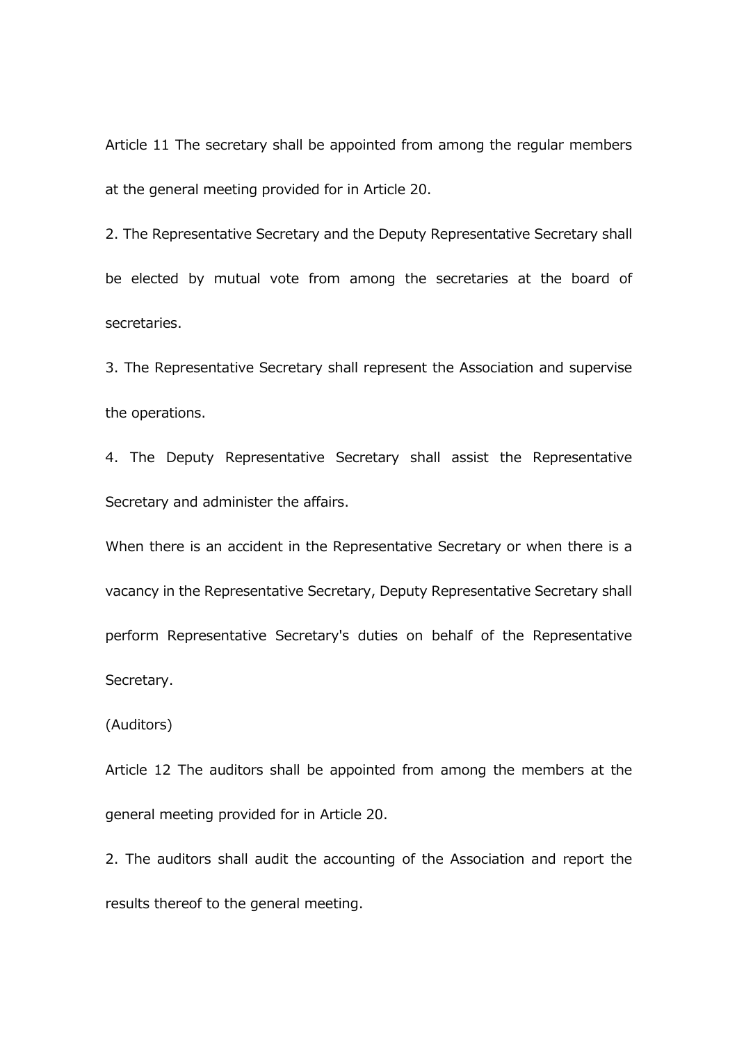Article 11 The secretary shall be appointed from among the regular members at the general meeting provided for in Article 20.

2. The Representative Secretary and the Deputy Representative Secretary shall be elected by mutual vote from among the secretaries at the board of secretaries.

3. The Representative Secretary shall represent the Association and supervise the operations.

4. The Deputy Representative Secretary shall assist the Representative Secretary and administer the affairs.

When there is an accident in the Representative Secretary or when there is a vacancy in the Representative Secretary, Deputy Representative Secretary shall perform Representative Secretary's duties on behalf of the Representative Secretary.

(Auditors)

Article 12 The auditors shall be appointed from among the members at the general meeting provided for in Article 20.

2. The auditors shall audit the accounting of the Association and report the results thereof to the general meeting.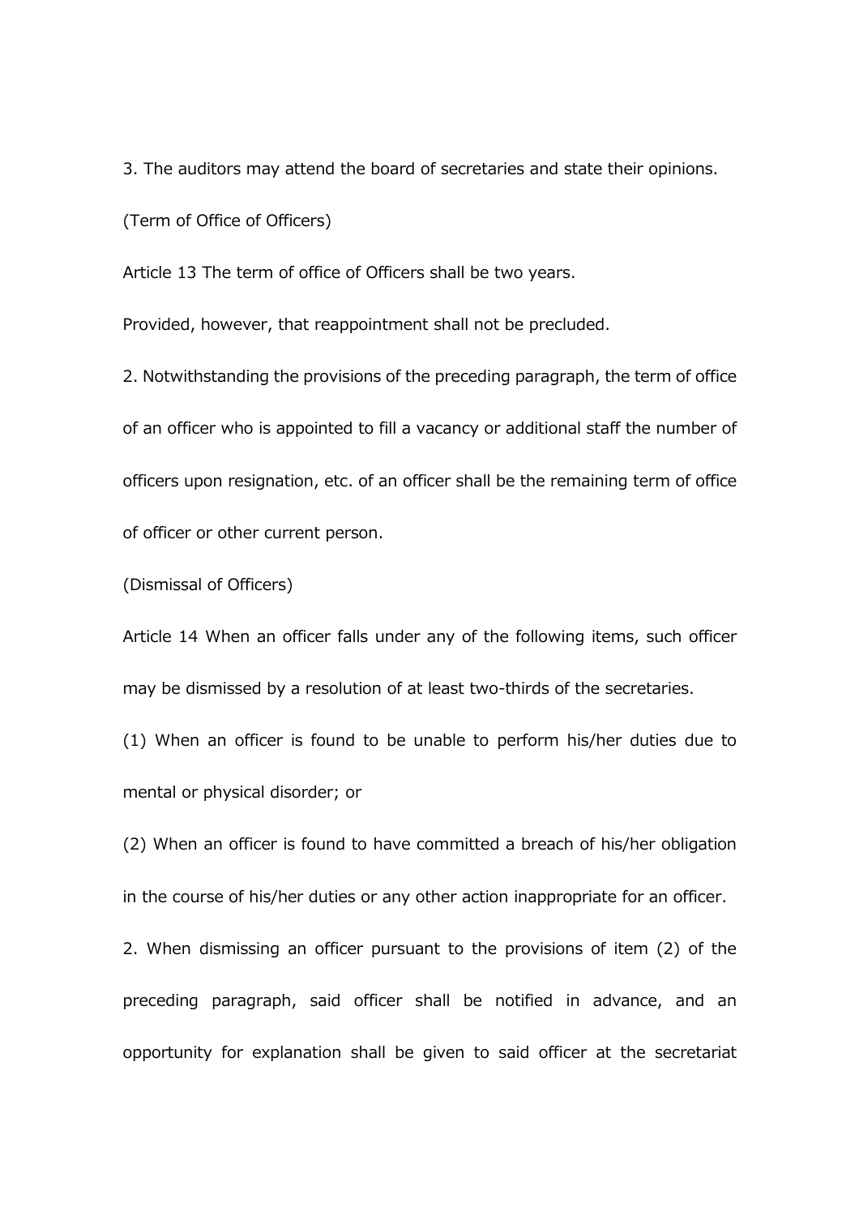3. The auditors may attend the board of secretaries and state their opinions.

(Term of Office of Officers)

Article 13 The term of office of Officers shall be two years.

Provided, however, that reappointment shall not be precluded.

2. Notwithstanding the provisions of the preceding paragraph, the term of office of an officer who is appointed to fill a vacancy or additional staff the number of officers upon resignation, etc. of an officer shall be the remaining term of office of officer or other current person.

(Dismissal of Officers)

Article 14 When an officer falls under any of the following items, such officer may be dismissed by a resolution of at least two-thirds of the secretaries.

(1) When an officer is found to be unable to perform his/her duties due to mental or physical disorder; or

(2) When an officer is found to have committed a breach of his/her obligation in the course of his/her duties or any other action inappropriate for an officer.

2. When dismissing an officer pursuant to the provisions of item (2) of the preceding paragraph, said officer shall be notified in advance, and an opportunity for explanation shall be given to said officer at the secretariat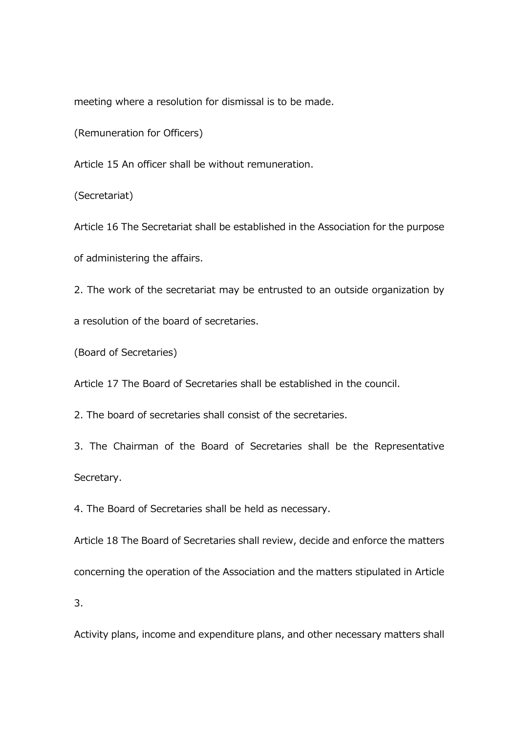meeting where a resolution for dismissal is to be made.

(Remuneration for Officers)

Article 15 An officer shall be without remuneration.

(Secretariat)

Article 16 The Secretariat shall be established in the Association for the purpose of administering the affairs.

2. The work of the secretariat may be entrusted to an outside organization by a resolution of the board of secretaries.

(Board of Secretaries)

Article 17 The Board of Secretaries shall be established in the council.

2. The board of secretaries shall consist of the secretaries.

3. The Chairman of the Board of Secretaries shall be the Representative Secretary.

4. The Board of Secretaries shall be held as necessary.

Article 18 The Board of Secretaries shall review, decide and enforce the matters concerning the operation of the Association and the matters stipulated in Article 3.

Activity plans, income and expenditure plans, and other necessary matters shall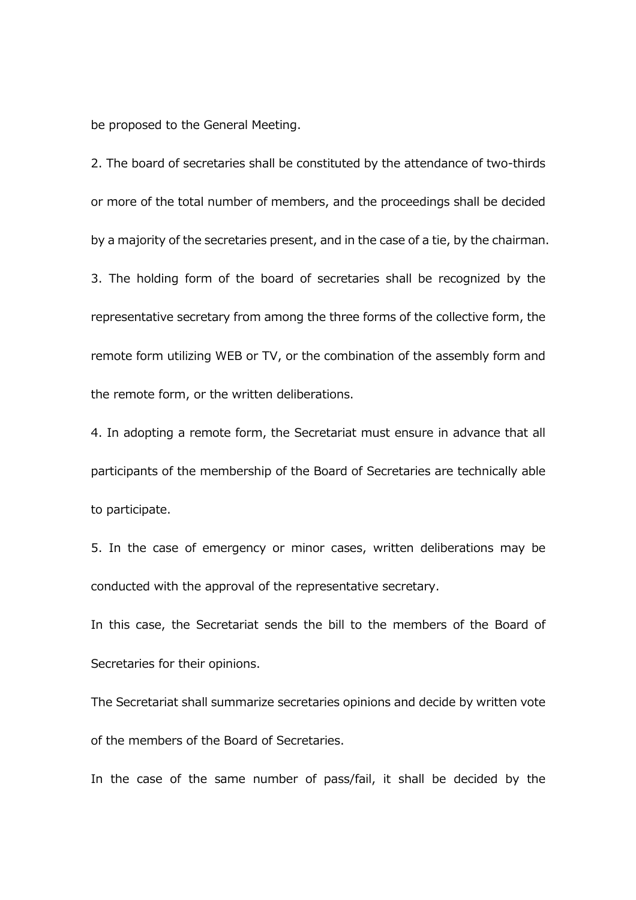be proposed to the General Meeting.

2. The board of secretaries shall be constituted by the attendance of two-thirds or more of the total number of members, and the proceedings shall be decided by a majority of the secretaries present, and in the case of a tie, by the chairman.

3. The holding form of the board of secretaries shall be recognized by the representative secretary from among the three forms of the collective form, the remote form utilizing WEB or TV, or the combination of the assembly form and the remote form, or the written deliberations.

4. In adopting a remote form, the Secretariat must ensure in advance that all participants of the membership of the Board of Secretaries are technically able to participate.

5. In the case of emergency or minor cases, written deliberations may be conducted with the approval of the representative secretary.

In this case, the Secretariat sends the bill to the members of the Board of Secretaries for their opinions.

The Secretariat shall summarize secretaries opinions and decide by written vote of the members of the Board of Secretaries.

In the case of the same number of pass/fail, it shall be decided by the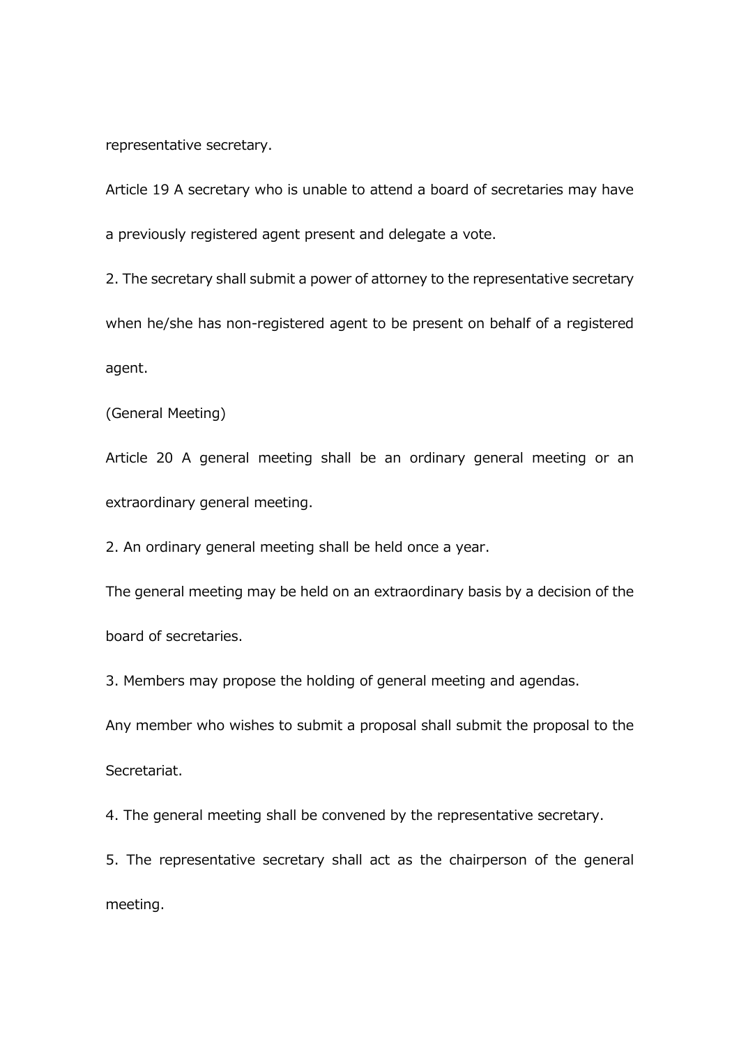representative secretary.

Article 19 A secretary who is unable to attend a board of secretaries may have a previously registered agent present and delegate a vote.

2. The secretary shall submit a power of attorney to the representative secretary when he/she has non-registered agent to be present on behalf of a registered agent.

(General Meeting)

Article 20 A general meeting shall be an ordinary general meeting or an extraordinary general meeting.

2. An ordinary general meeting shall be held once a year.

The general meeting may be held on an extraordinary basis by a decision of the board of secretaries.

3. Members may propose the holding of general meeting and agendas.

Any member who wishes to submit a proposal shall submit the proposal to the Secretariat.

4. The general meeting shall be convened by the representative secretary.

5. The representative secretary shall act as the chairperson of the general meeting.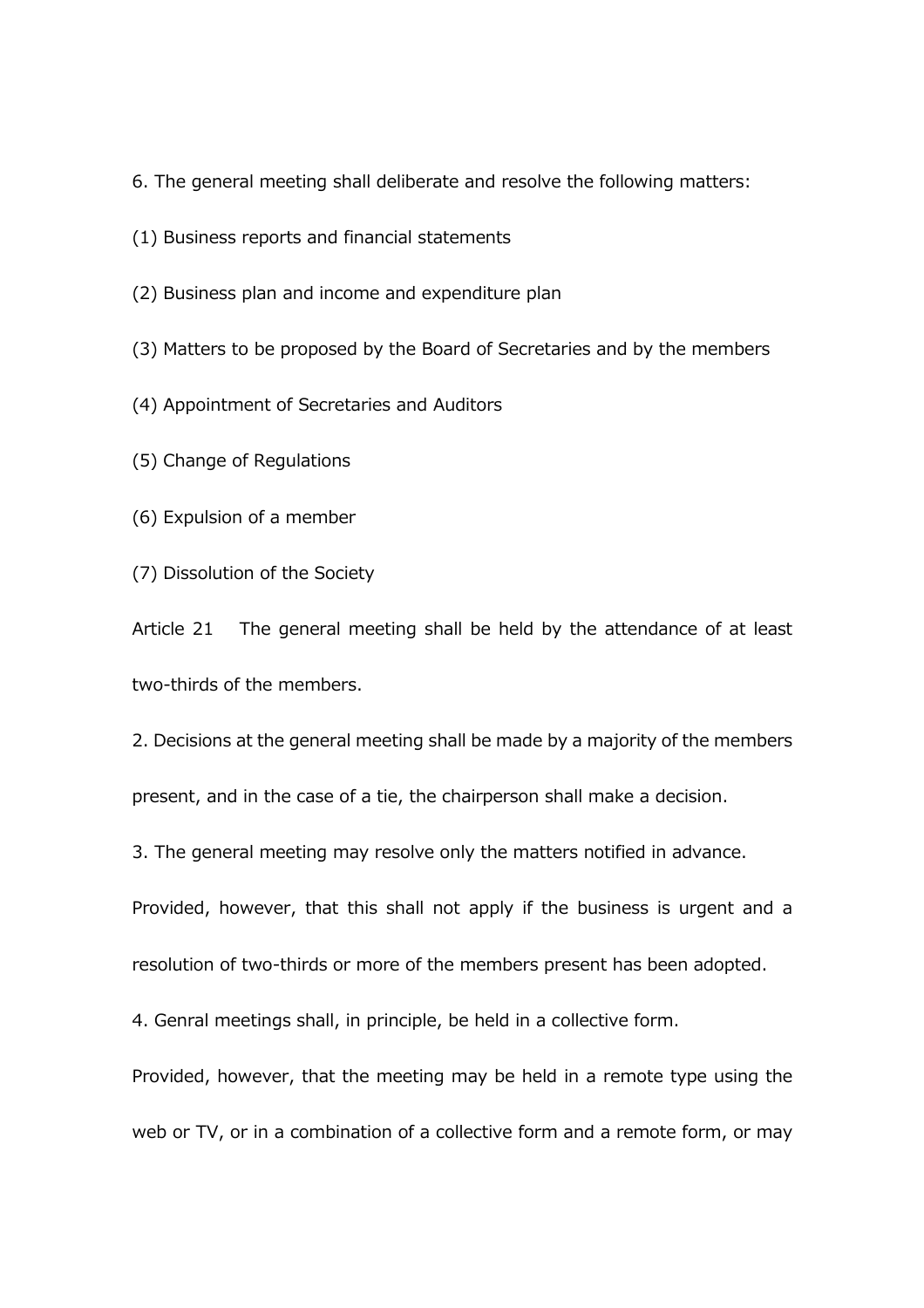6. The general meeting shall deliberate and resolve the following matters:

(1) Business reports and financial statements

(2) Business plan and income and expenditure plan

(3) Matters to be proposed by the Board of Secretaries and by the members

(4) Appointment of Secretaries and Auditors

(5) Change of Regulations

(6) Expulsion of a member

(7) Dissolution of the Society

Article 21　The general meeting shall be held by the attendance of at least two-thirds of the members.

2. Decisions at the general meeting shall be made by a majority of the members present, and in the case of a tie, the chairperson shall make a decision.

3. The general meeting may resolve only the matters notified in advance. Provided, however, that this shall not apply if the business is urgent and a resolution of two-thirds or more of the members present has been adopted.

4. Genral meetings shall, in principle, be held in a collective form. Provided, however, that the meeting may be held in a remote type using the web or TV, or in a combination of a collective form and a remote form, or may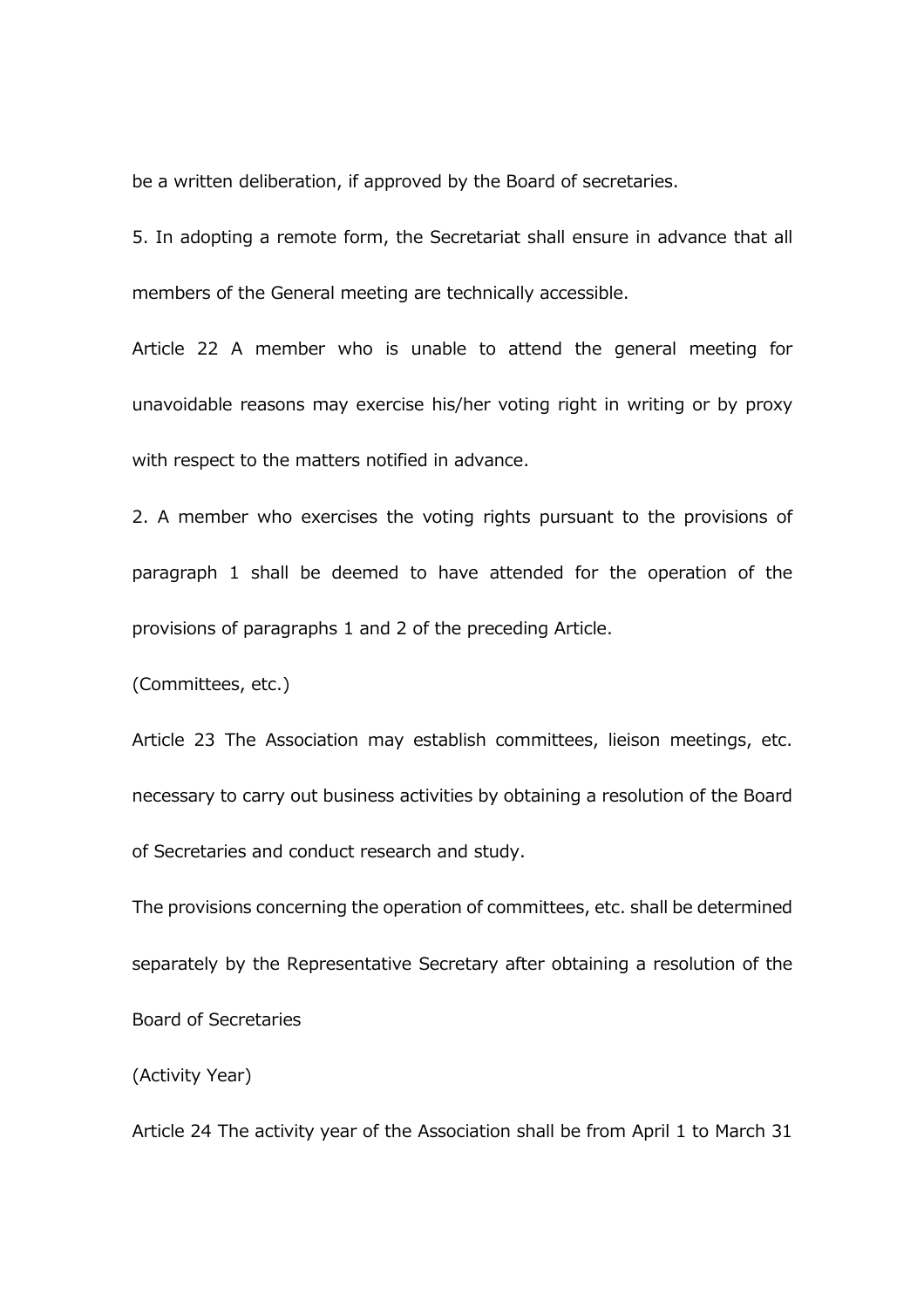be a written deliberation, if approved by the Board of secretaries.

5. In adopting a remote form, the Secretariat shall ensure in advance that all members of the General meeting are technically accessible.

Article 22 A member who is unable to attend the general meeting for unavoidable reasons may exercise his/her voting right in writing or by proxy with respect to the matters notified in advance.

2. A member who exercises the voting rights pursuant to the provisions of paragraph 1 shall be deemed to have attended for the operation of the provisions of paragraphs 1 and 2 of the preceding Article.

(Committees, etc.)

Article 23 The Association may establish committees, lieison meetings, etc. necessary to carry out business activities by obtaining a resolution of the Board of Secretaries and conduct research and study.

The provisions concerning the operation of committees, etc. shall be determined separately by the Representative Secretary after obtaining a resolution of the Board of Secretaries

(Activity Year)

Article 24 The activity year of the Association shall be from April 1 to March 31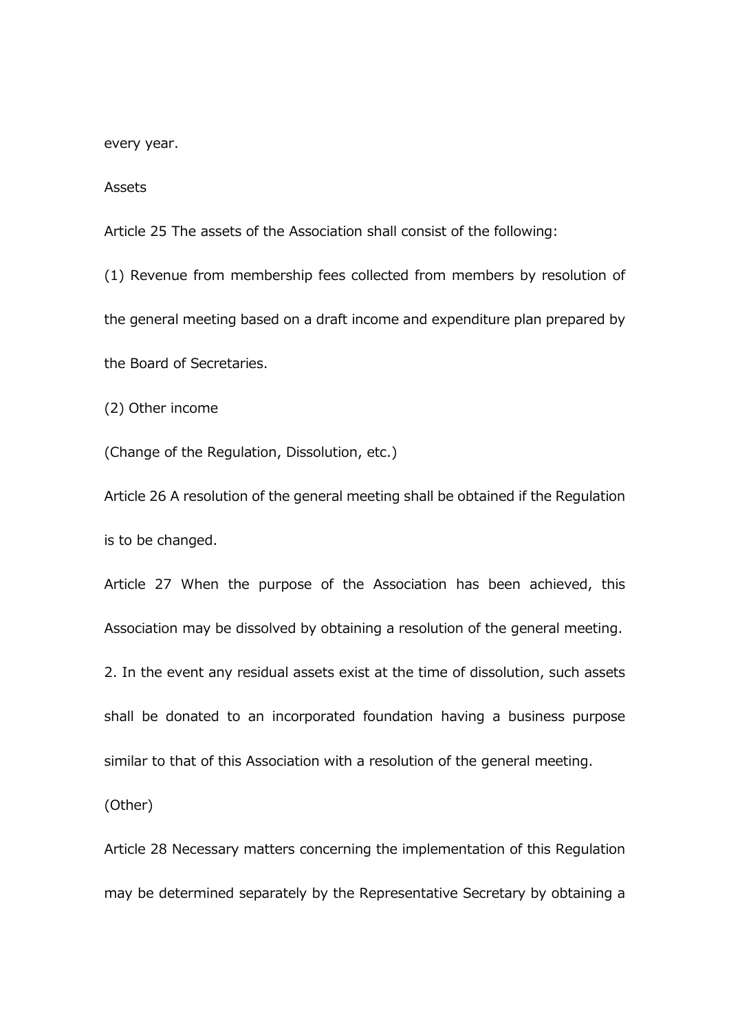every year.

Assets

Article 25 The assets of the Association shall consist of the following:

(1) Revenue from membership fees collected from members by resolution of the general meeting based on a draft income and expenditure plan prepared by the Board of Secretaries.

(2) Other income

(Change of the Regulation, Dissolution, etc.)

Article 26 A resolution of the general meeting shall be obtained if the Regulation is to be changed.

Article 27 When the purpose of the Association has been achieved, this Association may be dissolved by obtaining a resolution of the general meeting.

2. In the event any residual assets exist at the time of dissolution, such assets shall be donated to an incorporated foundation having a business purpose similar to that of this Association with a resolution of the general meeting.

(Other)

Article 28 Necessary matters concerning the implementation of this Regulation may be determined separately by the Representative Secretary by obtaining a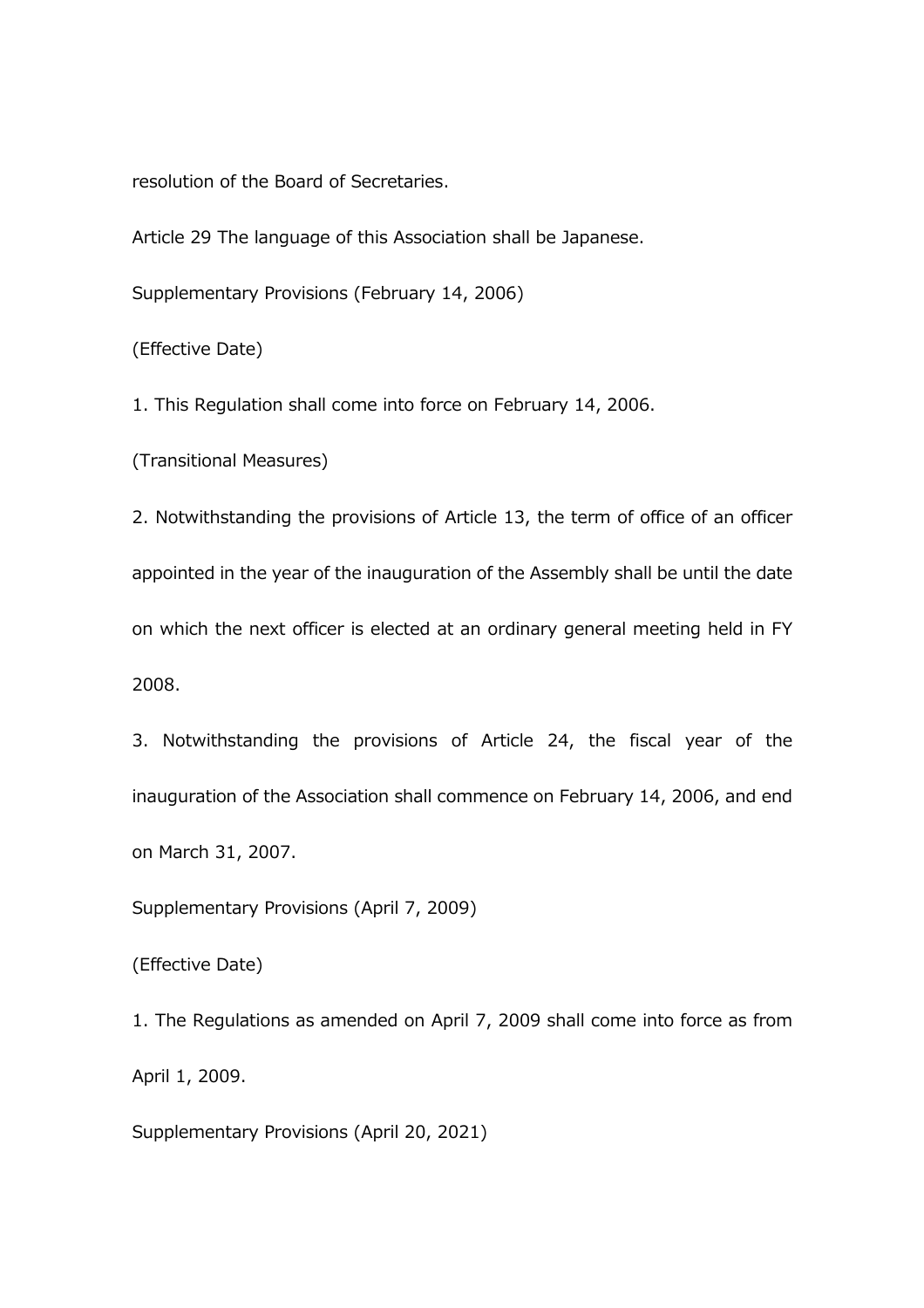resolution of the Board of Secretaries.

Article 29 The language of this Association shall be Japanese.

Supplementary Provisions (February 14, 2006)

(Effective Date)

1. This Regulation shall come into force on February 14, 2006.

(Transitional Measures)

2. Notwithstanding the provisions of Article 13, the term of office of an officer appointed in the year of the inauguration of the Assembly shall be until the date on which the next officer is elected at an ordinary general meeting held in FY 2008.

3. Notwithstanding the provisions of Article 24, the fiscal year of the inauguration of the Association shall commence on February 14, 2006, and end on March 31, 2007.

Supplementary Provisions (April 7, 2009)

(Effective Date)

1. The Regulations as amended on April 7, 2009 shall come into force as from April 1, 2009.

Supplementary Provisions (April 20, 2021)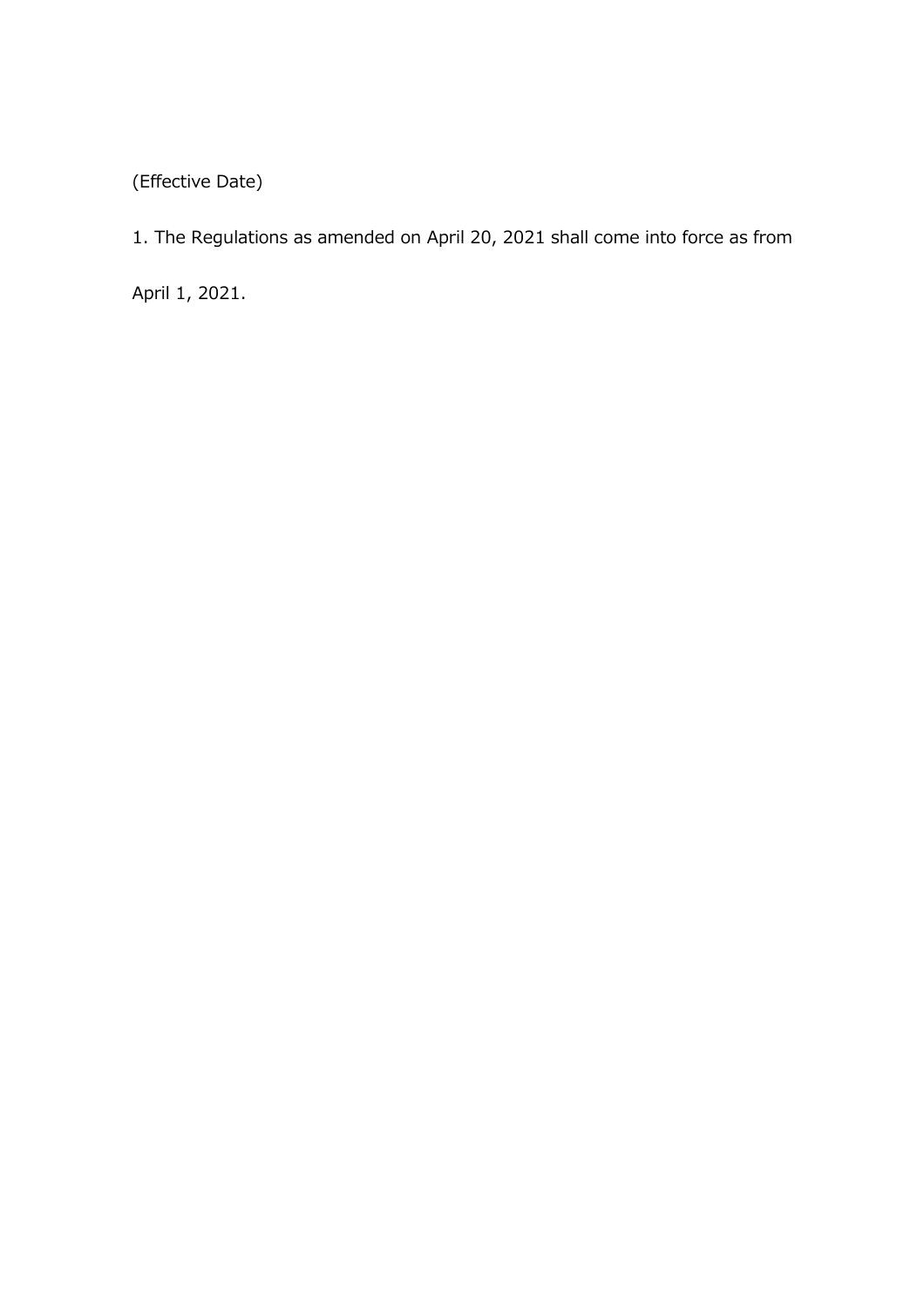(Effective Date)

1. The Regulations as amended on April 20, 2021 shall come into force as from April 1, 2021.